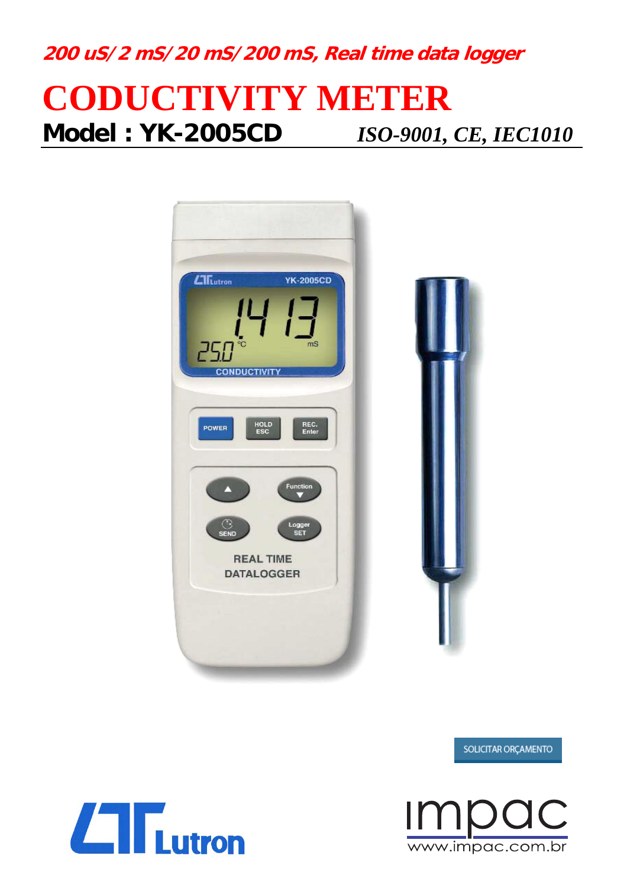***200 uS/ 2 mS/ 20 mS/ 200 mS, Real time data logger***

# CODUCTIVITY METER

## Model : YK-2005CD

*ISO-9001, CE, IEC1010*

SOLICITAR ORÇAMENTO

Lutron

impac
www.impac.com.br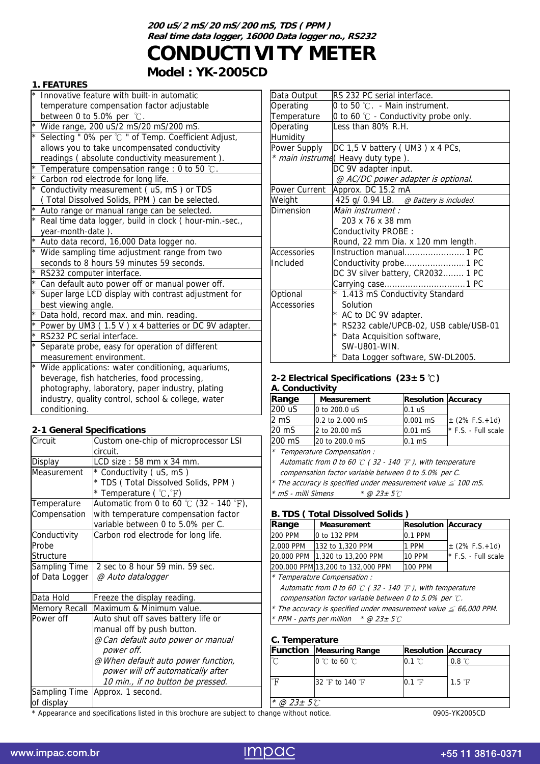**200 uS/2 mS/20 mS/200 mS, TDS ( PPM )**
**Real time data logger, 16000 Data logger no., RS232**

# CONDUCTIVITY METER

## Model : YK-2005CD

### 1. FEATURES

* Innovative feature with built-in automatic temperature compensation factor adjustable between 0 to 5.0% per ℃.
* Wide range, 200 uS/2 mS/20 mS/200 mS.
* Selecting " 0% per ℃ " of Temp. Coefficient Adjust, allows you to take uncompensated conductivity readings ( absolute conductivity measurement ).
* Temperature compensation range : 0 to 50 ℃.
* Carbon rod electrode for long life.
* Conductivity measurement ( uS, mS ) or TDS ( Total Dissolved Solids, PPM ) can be selected.
* Auto range or manual range can be selected.
* Real time data logger, build in clock ( hour-min.-sec., year-month-date ).
* Auto data record, 16,000 Data logger no.
* Wide sampling time adjustment range from two seconds to 8 hours 59 minutes 59 seconds.
* RS232 computer interface.
* Can default auto power off or manual power off.
* Super large LCD display with contrast adjustment for best viewing angle.
* Data hold, record max. and min. reading.
* Power by UM3 ( 1.5 V ) x 4 batteries or DC 9V adapter.
* RS232 PC serial interface.
* Separate probe, easy for operation of different measurement environment.
* Wide applications: water conditioning, aquariums, beverage, fish hatcheries, food processing, photography, laboratory, paper industry, plating industry, quality control, school & college, water conditioning.

### 2-1 General Specifications

| | |
|---|---|
| Circuit | Custom one-chip of microprocessor LSI circuit. |
| Display | LCD size : 58 mm x 34 mm. |
| Measurement | * Conductivity ( uS, mS )<br>* TDS ( Total Dissolved Solids, PPM )<br>* Temperature ( ℃,℉) |
| Temperature Compensation | Automatic from 0 to 60 ℃ (32 - 140 ℉), with temperature compensation factor variable between 0 to 5.0% per C. |
| Conductivity Probe Structure | Carbon rod electrode for long life. |
| Sampling Time of Data Logger | 2 sec to 8 hour 59 min. 59 sec.<br>*@ Auto datalogger* |
| Data Hold | Freeze the display reading. |
| Memory Recall | Maximum & Minimum value. |
| Power off | Auto shut off saves battery life or manual off by push button.<br>*@Can default auto power or manual power off.*<br>*@When default auto power function, power will off automatically after 10 min., if no button be pressed.* |
| Sampling Time of display | Approx. 1 second. |
| Data Output | RS 232 PC serial interface. |
| Operating Temperature | 0 to 50 ℃. - Main instrument.<br>0 to 60 ℃ - Conductivity probe only. |
| Operating Humidity | Less than 80% R.H. |
| Power Supply<br>*\* main instrument* | DC 1,5 V battery ( UM3 ) x 4 PCs, ( Heavy duty type ).<br>DC 9V adapter input.<br>*@ AC/DC power adapter is optional.* |
| Power Current | Approx. DC 15.2 mA |
| Weight | 425 g/ 0.94 LB. *@ Battery is included.* |
| Dimension | *Main instrument :*<br>203 x 76 x 38 mm<br>Conductivity PROBE :<br>Round, 22 mm Dia. x 120 mm length. |
| Accessories Included | Instruction manual...................... 1 PC<br>Conductivity probe......................1 PC<br>DC 3V silver battery, CR2032........ 1 PC<br>Carrying case..............................1 PC |
| Optional Accessories | * 1.413 mS Conductivity Standard Solution<br>* AC to DC 9V adapter.<br>* RS232 cable/UPCB-02, USB cable/USB-01<br>* Data Acquisition software, SW-U801-WIN.<br>* Data Logger software, SW-DL2005. |

### 2-2 Electrical Specifications (23± 5 ℃)

**A. Conductivity**

| Range | Measurement | Resolution | Accuracy |
|---|---|---|---|
| 200 uS | 0 to 200.0 uS | 0.1 uS | ± (2% F.S.+1d)<br>* F.S. - Full scale |
| 2 mS | 0.2 to 2.000 mS | 0.001 mS | |
| 20 mS | 2 to 20.00 mS | 0.01 mS | |
| 200 mS | 20 to 200.0 mS | 0.1 mS | |

*\* Temperature Compensation :*
*Automatic from 0 to 60 ℃ ( 32 - 140 ℉ ), with temperature compensation factor variable between 0 to 5.0% per C.*
*\* The accuracy is specified under measurement value ≤ 100 mS.*
*\* mS - milli Simens \* @ 23± 5℃*

**B. TDS ( Total Dissolved Solids )**

| Range | Measurement | Resolution | Accuracy |
|---|---|---|---|
| 200 PPM | 0 to 132 PPM | 0.1 PPM | ± (2% F.S.+1d)<br>* F.S. - Full scale |
| 2,000 PPM | 132 to 1,320 PPM | 1 PPM | |
| 20,000 PPM | 1,320 to 13,200 PPM | 10 PPM | |
| 200,000 PPM | 13,200 to 132,000 PPM | 100 PPM | |

*\* Temperature Compensation :*
*Automatic from 0 to 60 ℃ ( 32 - 140 ℉ ), with temperature compensation factor variable between 0 to 5.0% per ℃.*
*\* The accuracy is specified under measurement value ≤ 66,000 PPM.*
*\* PPM - parts per million \* @ 23± 5℃*

**C. Temperature**

| Function | Measuring Range | Resolution | Accuracy |
|---|---|---|---|
| ℃ | 0 ℃ to 60 ℃ | 0.1 ℃ | 0.8 ℃ |
| ℉ | 32 ℉ to 140 ℉ | 0.1 ℉ | 1.5 ℉ |

*\* @ 23± 5℃*

\* Appearance and specifications listed in this brochure are subject to change without notice.

0905-YK2005CD

www.impac.com.br impac +55 11 3816-0371